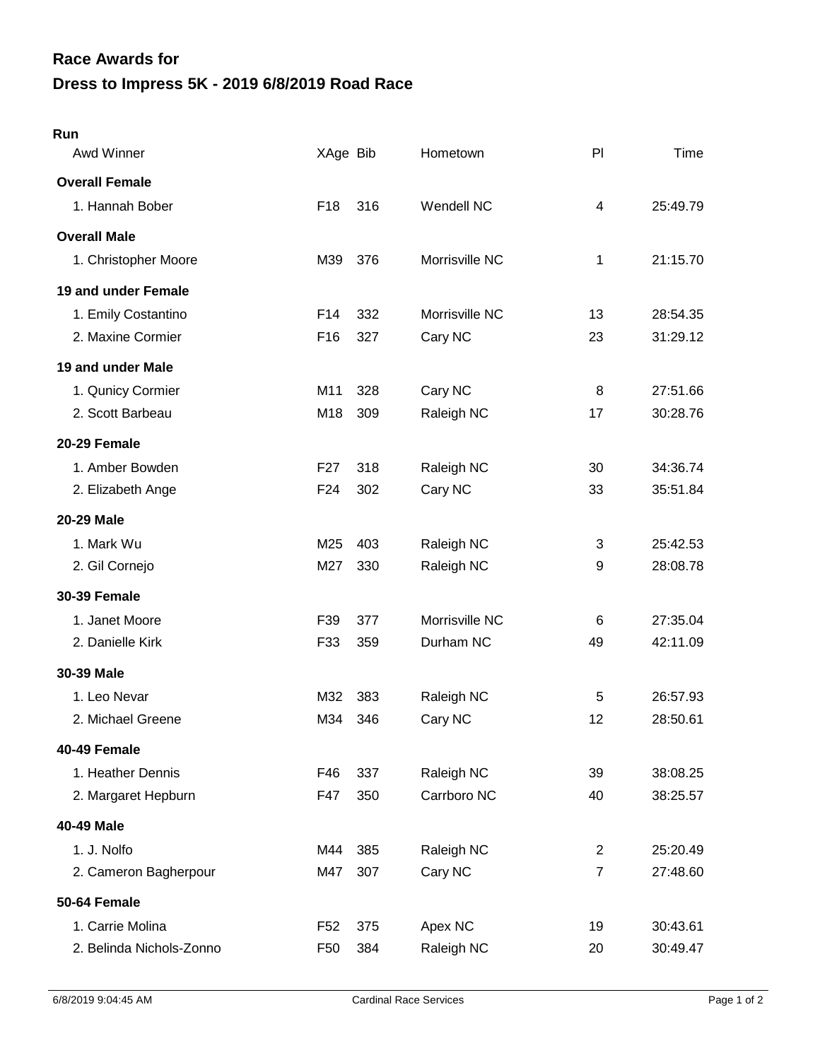# Race Awards for

# Dress to Impress 5K - 2019 6/8/2019 Road Race

**Run**

| Awd Winner | XAge | Bib | Hometown | Pl | Time |
|---|---|---|---|---|---|
| **Overall Female** | | | | | |
| 1. Hannah Bober | F18 | 316 | Wendell NC | 4 | 25:49.79 |
| **Overall Male** | | | | | |
| 1. Christopher Moore | M39 | 376 | Morrisville NC | 1 | 21:15.70 |
| **19 and under Female** | | | | | |
| 1. Emily Costantino | F14 | 332 | Morrisville NC | 13 | 28:54.35 |
| 2. Maxine Cormier | F16 | 327 | Cary NC | 23 | 31:29.12 |
| **19 and under Male** | | | | | |
| 1. Qunicy Cormier | M11 | 328 | Cary NC | 8 | 27:51.66 |
| 2. Scott Barbeau | M18 | 309 | Raleigh NC | 17 | 30:28.76 |
| **20-29 Female** | | | | | |
| 1. Amber Bowden | F27 | 318 | Raleigh NC | 30 | 34:36.74 |
| 2. Elizabeth Ange | F24 | 302 | Cary NC | 33 | 35:51.84 |
| **20-29 Male** | | | | | |
| 1. Mark Wu | M25 | 403 | Raleigh NC | 3 | 25:42.53 |
| 2. Gil Cornejo | M27 | 330 | Raleigh NC | 9 | 28:08.78 |
| **30-39 Female** | | | | | |
| 1. Janet Moore | F39 | 377 | Morrisville NC | 6 | 27:35.04 |
| 2. Danielle Kirk | F33 | 359 | Durham NC | 49 | 42:11.09 |
| **30-39 Male** | | | | | |
| 1. Leo Nevar | M32 | 383 | Raleigh NC | 5 | 26:57.93 |
| 2. Michael Greene | M34 | 346 | Cary NC | 12 | 28:50.61 |
| **40-49 Female** | | | | | |
| 1. Heather Dennis | F46 | 337 | Raleigh NC | 39 | 38:08.25 |
| 2. Margaret Hepburn | F47 | 350 | Carrboro NC | 40 | 38:25.57 |
| **40-49 Male** | | | | | |
| 1. J. Nolfo | M44 | 385 | Raleigh NC | 2 | 25:20.49 |
| 2. Cameron Bagherpour | M47 | 307 | Cary NC | 7 | 27:48.60 |
| **50-64 Female** | | | | | |
| 1. Carrie Molina | F52 | 375 | Apex NC | 19 | 30:43.61 |
| 2. Belinda Nichols-Zonno | F50 | 384 | Raleigh NC | 20 | 30:49.47 |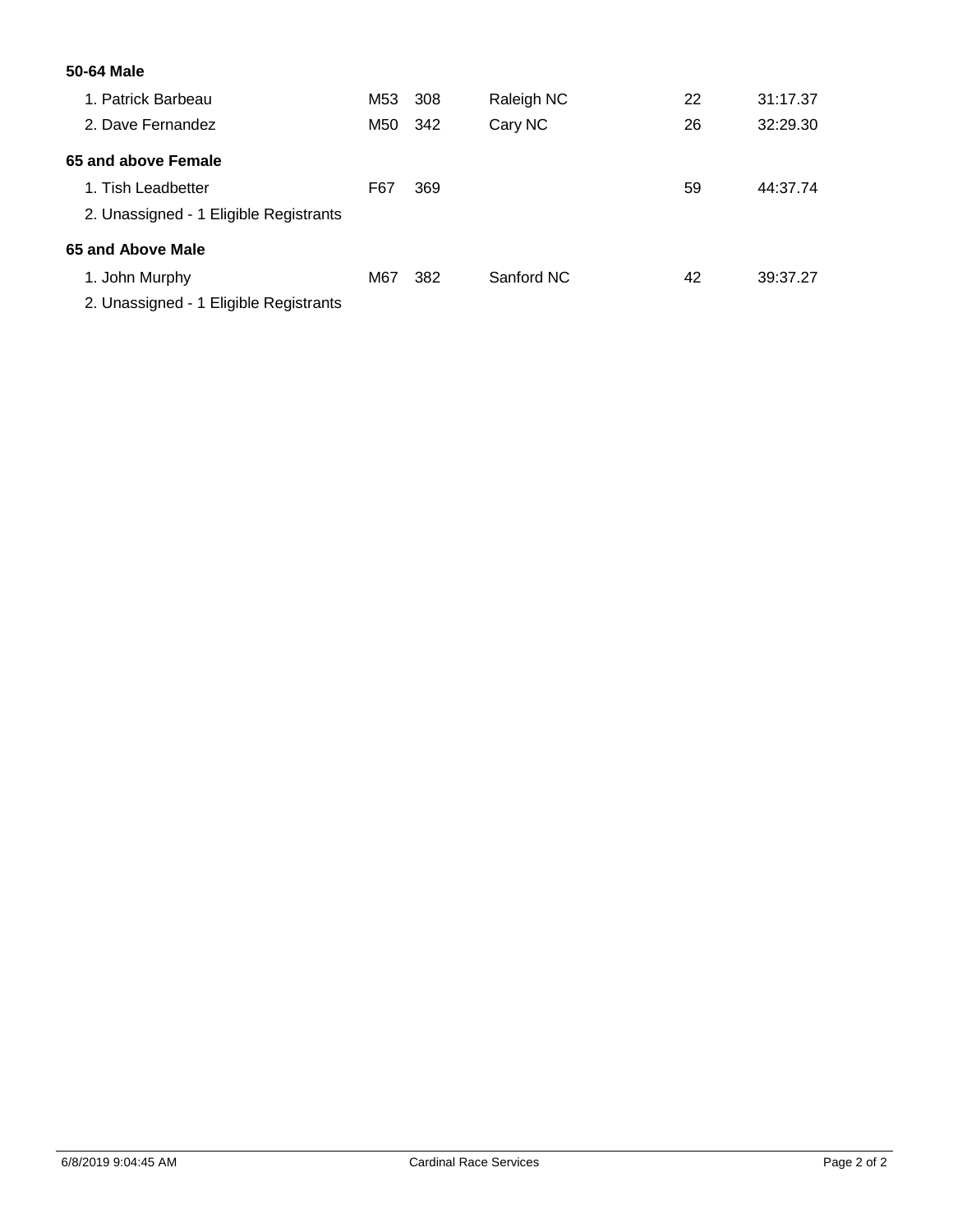**50-64 Male**

| | | | | | |
|---|---|---|---|---|---|
| 1. Patrick Barbeau | M53 | 308 | Raleigh NC | 22 | 31:17.37 |
| 2. Dave Fernandez | M50 | 342 | Cary NC | 26 | 32:29.30 |

**65 and above Female**

| | | | | | |
|---|---|---|---|---|---|
| 1. Tish Leadbetter | F67 | 369 | | 59 | 44:37.74 |
| 2. Unassigned - 1 Eligible Registrants | | | | | |

**65 and Above Male**

| | | | | | |
|---|---|---|---|---|---|
| 1. John Murphy | M67 | 382 | Sanford NC | 42 | 39:37.27 |
| 2. Unassigned - 1 Eligible Registrants | | | | | |

6/8/2019 9:04:45 AM Cardinal Race Services